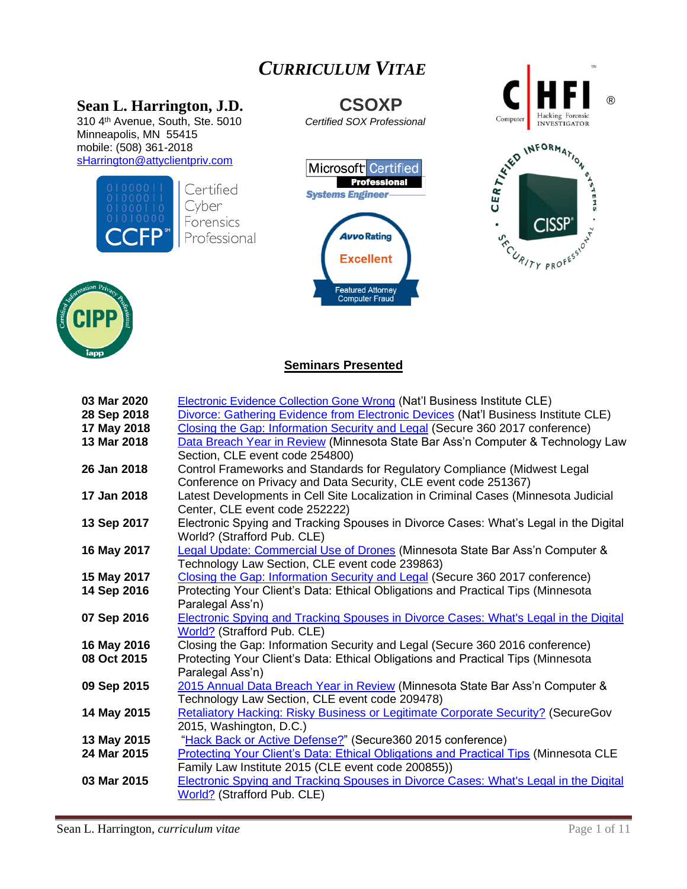# *CURRICULUM VITAE*

**Sean L. Harrington, J.D.**
310 4th Avenue, South, Ste. 5010
Minneapolis, MN 55415
mobile: (508) 361-2018
sHarrington@attyclientpriv.com

**CSOXP**
*Certified SOX Professional*

## Seminars Presented

| | |
|---|---|
| **03 Mar 2020** | Electronic Evidence Collection Gone Wrong (Nat'l Business Institute CLE) |
| **28 Sep 2018** | Divorce: Gathering Evidence from Electronic Devices (Nat'l Business Institute CLE) |
| **17 May 2018** | Closing the Gap: Information Security and Legal (Secure 360 2017 conference) |
| **13 Mar 2018** | Data Breach Year in Review (Minnesota State Bar Ass'n Computer & Technology Law Section, CLE event code 254800) |
| **26 Jan 2018** | Control Frameworks and Standards for Regulatory Compliance (Midwest Legal Conference on Privacy and Data Security, CLE event code 251367) |
| **17 Jan 2018** | Latest Developments in Cell Site Localization in Criminal Cases (Minnesota Judicial Center, CLE event code 252222) |
| **13 Sep 2017** | Electronic Spying and Tracking Spouses in Divorce Cases: What's Legal in the Digital World? (Strafford Pub. CLE) |
| **16 May 2017** | Legal Update: Commercial Use of Drones (Minnesota State Bar Ass'n Computer & Technology Law Section, CLE event code 239863) |
| **15 May 2017** | Closing the Gap: Information Security and Legal (Secure 360 2017 conference) |
| **14 Sep 2016** | Protecting Your Client's Data: Ethical Obligations and Practical Tips (Minnesota Paralegal Ass'n) |
| **07 Sep 2016** | Electronic Spying and Tracking Spouses in Divorce Cases: What's Legal in the Digital World? (Strafford Pub. CLE) |
| **16 May 2016** | Closing the Gap: Information Security and Legal (Secure 360 2016 conference) |
| **08 Oct 2015** | Protecting Your Client's Data: Ethical Obligations and Practical Tips (Minnesota Paralegal Ass'n) |
| **09 Sep 2015** | 2015 Annual Data Breach Year in Review (Minnesota State Bar Ass'n Computer & Technology Law Section, CLE event code 209478) |
| **14 May 2015** | Retaliatory Hacking: Risky Business or Legitimate Corporate Security? (SecureGov 2015, Washington, D.C.) |
| **13 May 2015** | "Hack Back or Active Defense?" (Secure360 2015 conference) |
| **24 Mar 2015** | Protecting Your Client's Data: Ethical Obligations and Practical Tips (Minnesota CLE Family Law Institute 2015 (CLE event code 200855)) |
| **03 Mar 2015** | Electronic Spying and Tracking Spouses in Divorce Cases: What's Legal in the Digital World? (Strafford Pub. CLE) |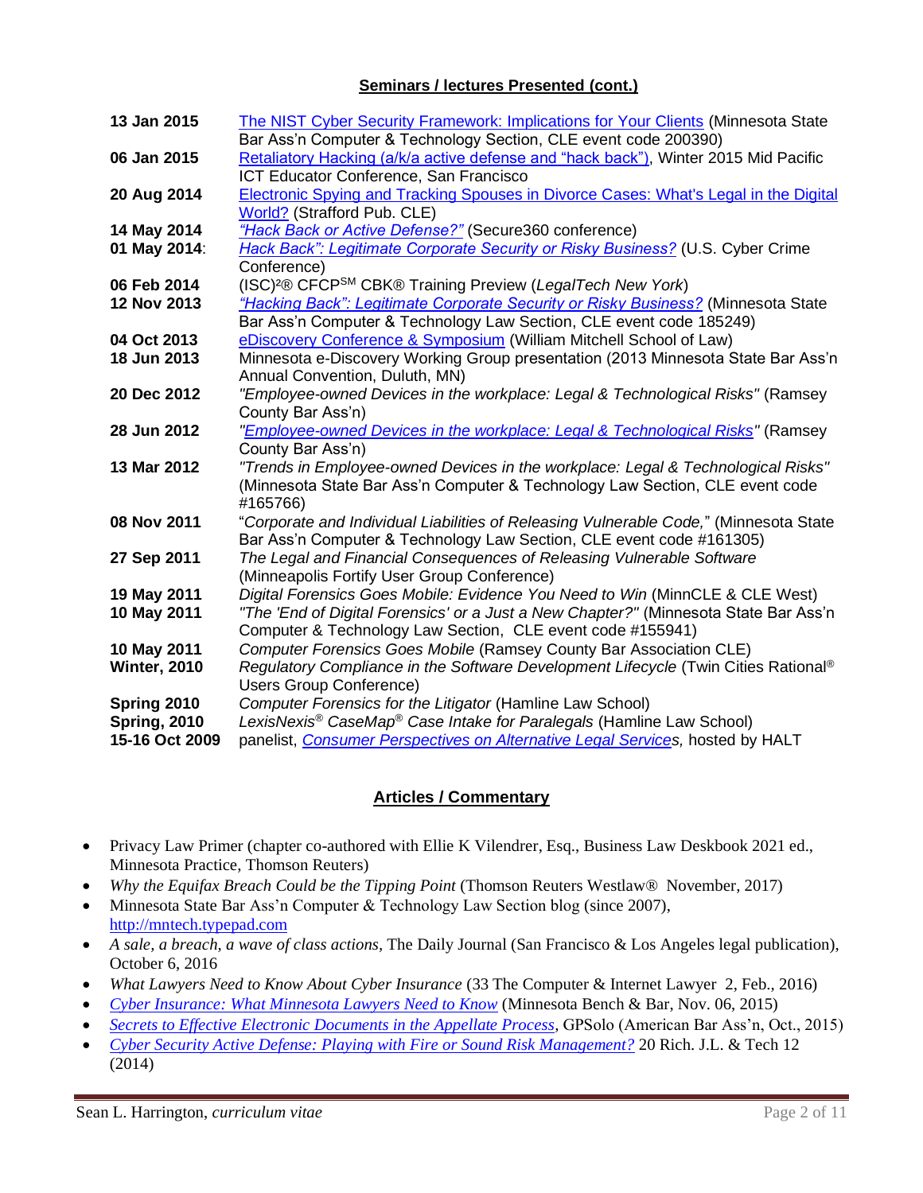## Seminars / lectures Presented (cont.)

| | |
|---|---|
| **13 Jan 2015** | The NIST Cyber Security Framework: Implications for Your Clients (Minnesota State Bar Ass'n Computer & Technology Section, CLE event code 200390) |
| **06 Jan 2015** | Retaliatory Hacking (a/k/a active defense and "hack back"), Winter 2015 Mid Pacific ICT Educator Conference, San Francisco |
| **20 Aug 2014** | Electronic Spying and Tracking Spouses in Divorce Cases: What's Legal in the Digital World? (Strafford Pub. CLE) |
| **14 May 2014** | *"Hack Back or Active Defense?"* (Secure360 conference) |
| **01 May 2014**: | *Hack Back": Legitimate Corporate Security or Risky Business?* (U.S. Cyber Crime Conference) |
| **06 Feb 2014** | (ISC)²® CFCP℠ CBK® Training Preview (*LegalTech New York*) |
| **12 Nov 2013** | *"Hacking Back": Legitimate Corporate Security or Risky Business?* (Minnesota State Bar Ass'n Computer & Technology Law Section, CLE event code 185249) |
| **04 Oct 2013** | eDiscovery Conference & Symposium (William Mitchell School of Law) |
| **18 Jun 2013** | Minnesota e-Discovery Working Group presentation (2013 Minnesota State Bar Ass'n Annual Convention, Duluth, MN) |
| **20 Dec 2012** | *"Employee-owned Devices in the workplace: Legal & Technological Risks"* (Ramsey County Bar Ass'n) |
| **28 Jun 2012** | *"Employee-owned Devices in the workplace: Legal & Technological Risks"* (Ramsey County Bar Ass'n) |
| **13 Mar 2012** | *"Trends in Employee-owned Devices in the workplace: Legal & Technological Risks"* (Minnesota State Bar Ass'n Computer & Technology Law Section, CLE event code #165766) |
| **08 Nov 2011** | "*Corporate and Individual Liabilities of Releasing Vulnerable Code,*" (Minnesota State Bar Ass'n Computer & Technology Law Section, CLE event code #161305) |
| **27 Sep 2011** | *The Legal and Financial Consequences of Releasing Vulnerable Software* (Minneapolis Fortify User Group Conference) |
| **19 May 2011** | *Digital Forensics Goes Mobile: Evidence You Need to Win* (MinnCLE & CLE West) |
| **10 May 2011** | *"The 'End of Digital Forensics' or a Just a New Chapter?"* (Minnesota State Bar Ass'n Computer & Technology Law Section, CLE event code #155941) |
| **10 May 2011** | *Computer Forensics Goes Mobile* (Ramsey County Bar Association CLE) |
| **Winter, 2010** | *Regulatory Compliance in the Software Development Lifecycle* (Twin Cities Rational® Users Group Conference) |
| **Spring 2010** | *Computer Forensics for the Litigator* (Hamline Law School) |
| **Spring, 2010** | *LexisNexis® CaseMap® Case Intake for Paralegals* (Hamline Law School) |
| **15-16 Oct 2009** | panelist, *Consumer Perspectives on Alternative Legal Services*, hosted by HALT |

## Articles / Commentary

- Privacy Law Primer (chapter co-authored with Ellie K Vilendrer, Esq., Business Law Deskbook 2021 ed., Minnesota Practice, Thomson Reuters)
- *Why the Equifax Breach Could be the Tipping Point* (Thomson Reuters Westlaw® November, 2017)
- Minnesota State Bar Ass'n Computer & Technology Law Section blog (since 2007), http://mntech.typepad.com
- *A sale, a breach, a wave of class actions,* The Daily Journal (San Francisco & Los Angeles legal publication), October 6, 2016
- *What Lawyers Need to Know About Cyber Insurance* (33 The Computer & Internet Lawyer 2, Feb., 2016)
- *Cyber Insurance: What Minnesota Lawyers Need to Know* (Minnesota Bench & Bar, Nov. 06, 2015)
- *Secrets to Effective Electronic Documents in the Appellate Process*, GPSolo (American Bar Ass'n, Oct., 2015)
- *Cyber Security Active Defense: Playing with Fire or Sound Risk Management?* 20 Rich. J.L. & Tech 12 (2014)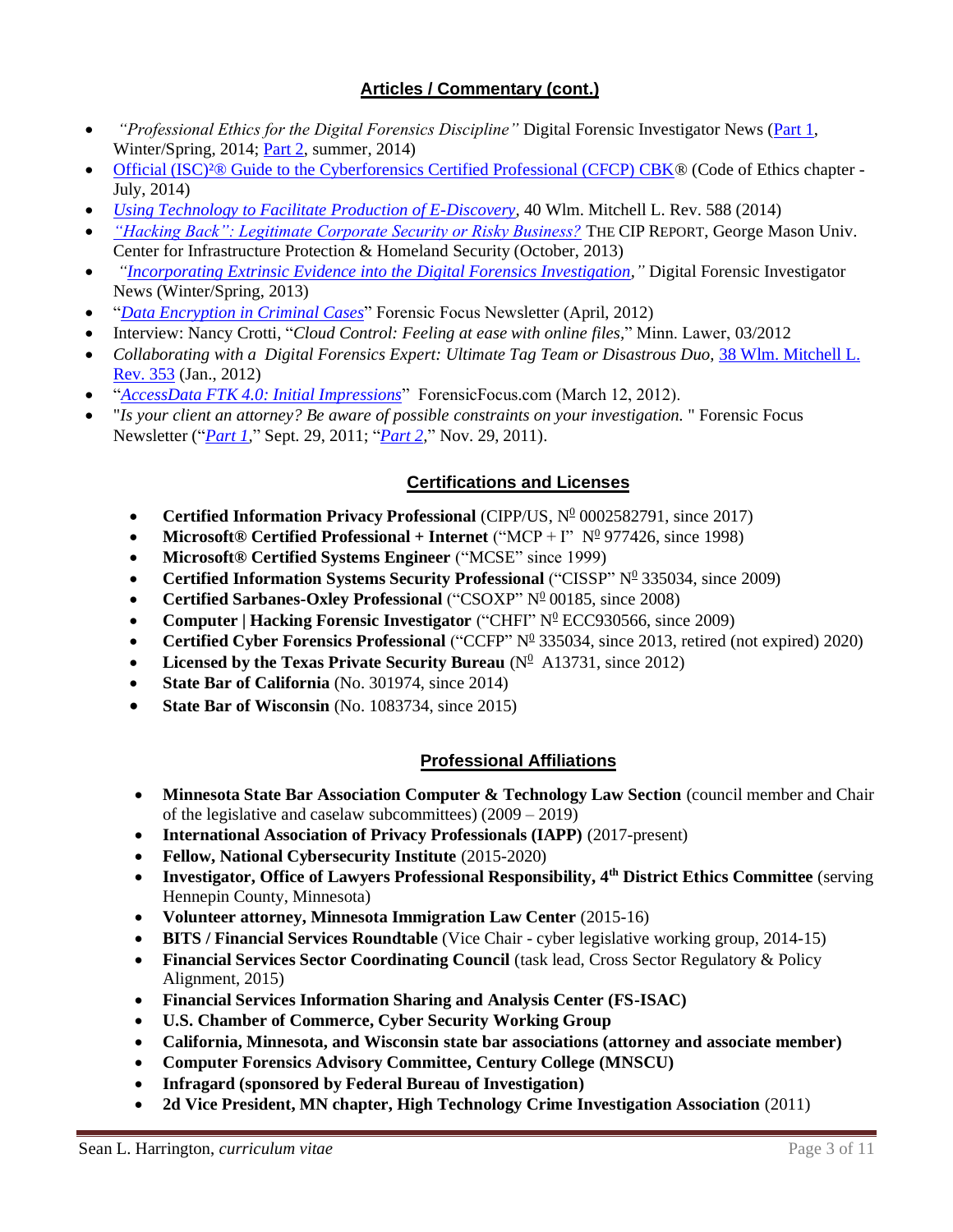## Articles / Commentary (cont.)

- *"Professional Ethics for the Digital Forensics Discipline"* Digital Forensic Investigator News (Part 1, Winter/Spring, 2014; Part 2, summer, 2014)
- Official (ISC)²® Guide to the Cyberforensics Certified Professional (CFCP) CBK® (Code of Ethics chapter - July, 2014)
- *Using Technology to Facilitate Production of E-Discovery*, 40 Wlm. Mitchell L. Rev. 588 (2014)
- *"Hacking Back": Legitimate Corporate Security or Risky Business?* THE CIP REPORT, George Mason Univ. Center for Infrastructure Protection & Homeland Security (October, 2013)
- *"Incorporating Extrinsic Evidence into the Digital Forensics Investigation,"* Digital Forensic Investigator News (Winter/Spring, 2013)
- "*Data Encryption in Criminal Cases*" Forensic Focus Newsletter (April, 2012)
- Interview: Nancy Crotti, "*Cloud Control: Feeling at ease with online files*," Minn. Lawer, 03/2012
- *Collaborating with a Digital Forensics Expert: Ultimate Tag Team or Disastrous Duo,* 38 Wlm. Mitchell L. Rev. 353 (Jan., 2012)
- "*AccessData FTK 4.0: Initial Impressions*" ForensicFocus.com (March 12, 2012).
- "*Is your client an attorney? Be aware of possible constraints on your investigation.* " Forensic Focus Newsletter ("*Part 1*," Sept. 29, 2011; "*Part 2*," Nov. 29, 2011).

## Certifications and Licenses

- **Certified Information Privacy Professional** (CIPP/US, Nº 0002582791, since 2017)
- **Microsoft® Certified Professional + Internet** ("MCP + I" Nº 977426, since 1998)
- **Microsoft® Certified Systems Engineer** ("MCSE" since 1999)
- **Certified Information Systems Security Professional** ("CISSP" Nº 335034, since 2009)
- **Certified Sarbanes-Oxley Professional** ("CSOXP" Nº 00185, since 2008)
- **Computer | Hacking Forensic Investigator** ("CHFI" Nº ECC930566, since 2009)
- **Certified Cyber Forensics Professional** ("CCFP" Nº 335034, since 2013, retired (not expired) 2020)
- **Licensed by the Texas Private Security Bureau** (Nº A13731, since 2012)
- **State Bar of California** (No. 301974, since 2014)
- **State Bar of Wisconsin** (No. 1083734, since 2015)

## Professional Affiliations

- **Minnesota State Bar Association Computer & Technology Law Section** (council member and Chair of the legislative and caselaw subcommittees) (2009 – 2019)
- **International Association of Privacy Professionals (IAPP)** (2017-present)
- **Fellow, National Cybersecurity Institute** (2015-2020)
- **Investigator, Office of Lawyers Professional Responsibility, 4th District Ethics Committee** (serving Hennepin County, Minnesota)
- **Volunteer attorney, Minnesota Immigration Law Center** (2015-16)
- **BITS / Financial Services Roundtable** (Vice Chair - cyber legislative working group, 2014-15)
- **Financial Services Sector Coordinating Council** (task lead, Cross Sector Regulatory & Policy Alignment, 2015)
- **Financial Services Information Sharing and Analysis Center (FS-ISAC)**
- **U.S. Chamber of Commerce, Cyber Security Working Group**
- **California, Minnesota, and Wisconsin state bar associations (attorney and associate member)**
- **Computer Forensics Advisory Committee, Century College (MNSCU)**
- **Infragard (sponsored by Federal Bureau of Investigation)**
- **2d Vice President, MN chapter, High Technology Crime Investigation Association** (2011)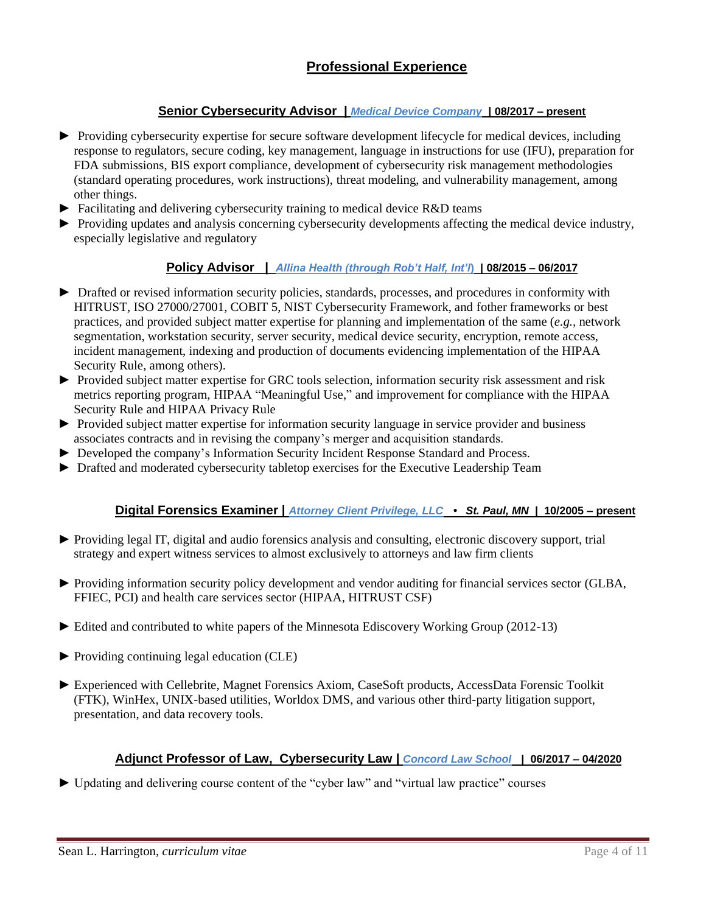## Professional Experience

### Senior Cybersecurity Advisor | *Medical Device Company* | 08/2017 – present

- ► Providing cybersecurity expertise for secure software development lifecycle for medical devices, including response to regulators, secure coding, key management, language in instructions for use (IFU), preparation for FDA submissions, BIS export compliance, development of cybersecurity risk management methodologies (standard operating procedures, work instructions), threat modeling, and vulnerability management, among other things.
- ► Facilitating and delivering cybersecurity training to medical device R&D teams
- ► Providing updates and analysis concerning cybersecurity developments affecting the medical device industry, especially legislative and regulatory

### Policy Advisor | *Allina Health (through Rob't Half, Int'l)* | 08/2015 – 06/2017

- ► Drafted or revised information security policies, standards, processes, and procedures in conformity with HITRUST, ISO 27000/27001, COBIT 5, NIST Cybersecurity Framework, and fother frameworks or best practices, and provided subject matter expertise for planning and implementation of the same (*e.g.*, network segmentation, workstation security, server security, medical device security, encryption, remote access, incident management, indexing and production of documents evidencing implementation of the HIPAA Security Rule, among others).
- ► Provided subject matter expertise for GRC tools selection, information security risk assessment and risk metrics reporting program, HIPAA "Meaningful Use," and improvement for compliance with the HIPAA Security Rule and HIPAA Privacy Rule
- ► Provided subject matter expertise for information security language in service provider and business associates contracts and in revising the company's merger and acquisition standards.
- ► Developed the company's Information Security Incident Response Standard and Process.
- ► Drafted and moderated cybersecurity tabletop exercises for the Executive Leadership Team

### Digital Forensics Examiner | *Attorney Client Privilege, LLC* • *St. Paul, MN* | 10/2005 – present

- ► Providing legal IT, digital and audio forensics analysis and consulting, electronic discovery support, trial strategy and expert witness services to almost exclusively to attorneys and law firm clients
- ► Providing information security policy development and vendor auditing for financial services sector (GLBA, FFIEC, PCI) and health care services sector (HIPAA, HITRUST CSF)
- ► Edited and contributed to white papers of the Minnesota Ediscovery Working Group (2012-13)
- ► Providing continuing legal education (CLE)
- ► Experienced with Cellebrite, Magnet Forensics Axiom, CaseSoft products, AccessData Forensic Toolkit (FTK), WinHex, UNIX-based utilities, Worldox DMS, and various other third-party litigation support, presentation, and data recovery tools.

### Adjunct Professor of Law, Cybersecurity Law | *Concord Law School* | 06/2017 – 04/2020

- ► Updating and delivering course content of the "cyber law" and "virtual law practice" courses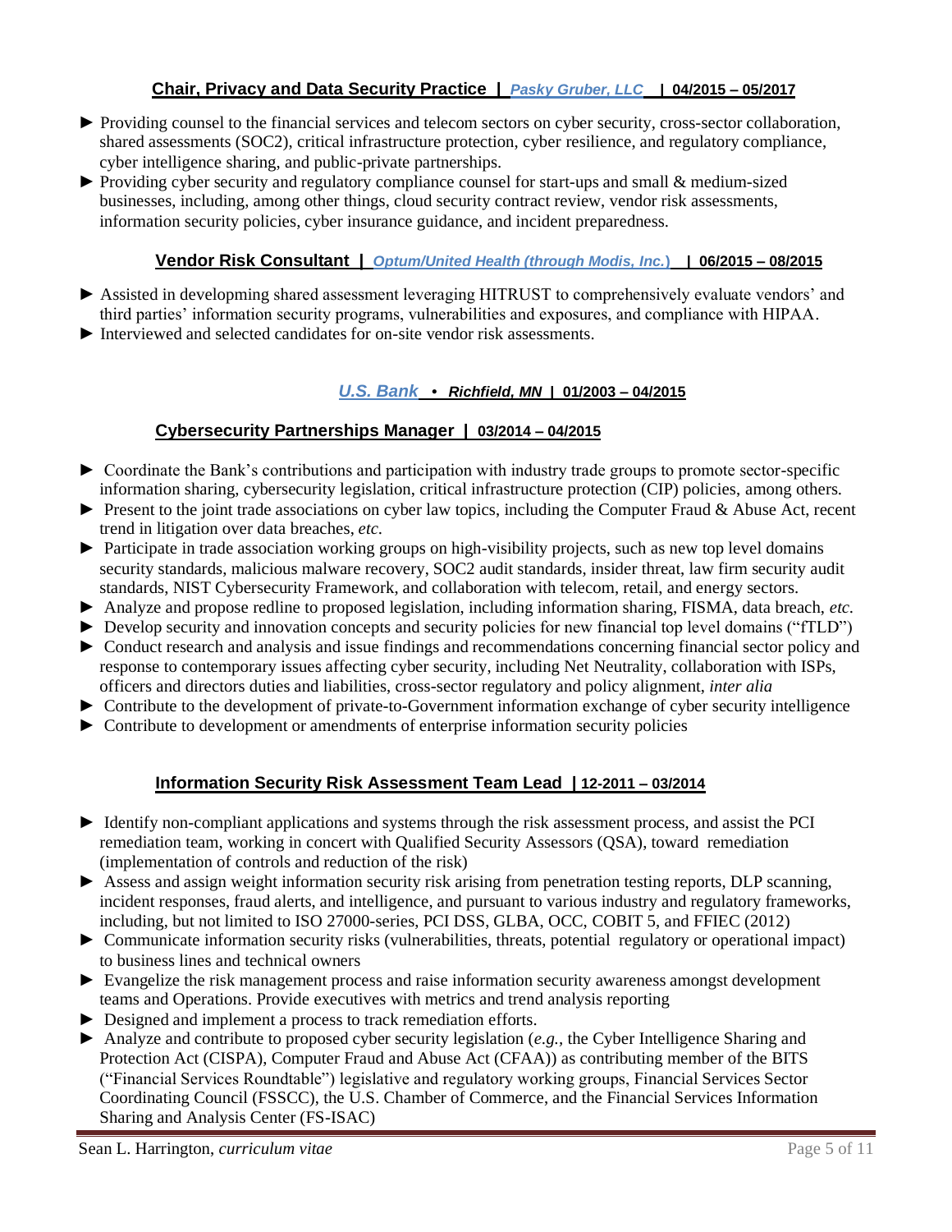### Chair, Privacy and Data Security Practice | *Pasky Gruber, LLC* | 04/2015 – 05/2017

- ► Providing counsel to the financial services and telecom sectors on cyber security, cross-sector collaboration, shared assessments (SOC2), critical infrastructure protection, cyber resilience, and regulatory compliance, cyber intelligence sharing, and public-private partnerships.
- ► Providing cyber security and regulatory compliance counsel for start-ups and small & medium-sized businesses, including, among other things, cloud security contract review, vendor risk assessments, information security policies, cyber insurance guidance, and incident preparedness.

### Vendor Risk Consultant | *Optum/United Health (through Modis, Inc.)* | 06/2015 – 08/2015

- ► Assisted in developming shared assessment leveraging HITRUST to comprehensively evaluate vendors' and third parties' information security programs, vulnerabilities and exposures, and compliance with HIPAA.
- ► Interviewed and selected candidates for on-site vendor risk assessments.

## *U.S. Bank* • *Richfield, MN* | 01/2003 – 04/2015

### Cybersecurity Partnerships Manager | 03/2014 – 04/2015

- ► Coordinate the Bank's contributions and participation with industry trade groups to promote sector-specific information sharing, cybersecurity legislation, critical infrastructure protection (CIP) policies, among others.
- ► Present to the joint trade associations on cyber law topics, including the Computer Fraud & Abuse Act, recent trend in litigation over data breaches, *etc.*
- ► Participate in trade association working groups on high-visibility projects, such as new top level domains security standards, malicious malware recovery, SOC2 audit standards, insider threat, law firm security audit standards, NIST Cybersecurity Framework, and collaboration with telecom, retail, and energy sectors.
- ► Analyze and propose redline to proposed legislation, including information sharing, FISMA, data breach, *etc.*
- ► Develop security and innovation concepts and security policies for new financial top level domains ("fTLD")
- ► Conduct research and analysis and issue findings and recommendations concerning financial sector policy and response to contemporary issues affecting cyber security, including Net Neutrality, collaboration with ISPs, officers and directors duties and liabilities, cross-sector regulatory and policy alignment, *inter alia*
- ► Contribute to the development of private-to-Government information exchange of cyber security intelligence
- ► Contribute to development or amendments of enterprise information security policies

### Information Security Risk Assessment Team Lead | 12-2011 – 03/2014

- ► Identify non-compliant applications and systems through the risk assessment process, and assist the PCI remediation team, working in concert with Qualified Security Assessors (QSA), toward remediation (implementation of controls and reduction of the risk)
- ► Assess and assign weight information security risk arising from penetration testing reports, DLP scanning, incident responses, fraud alerts, and intelligence, and pursuant to various industry and regulatory frameworks, including, but not limited to ISO 27000-series, PCI DSS, GLBA, OCC, COBIT 5, and FFIEC (2012)
- ► Communicate information security risks (vulnerabilities, threats, potential regulatory or operational impact) to business lines and technical owners
- ► Evangelize the risk management process and raise information security awareness amongst development teams and Operations. Provide executives with metrics and trend analysis reporting
- ► Designed and implement a process to track remediation efforts.
- ► Analyze and contribute to proposed cyber security legislation (*e.g.*, the Cyber Intelligence Sharing and Protection Act (CISPA), Computer Fraud and Abuse Act (CFAA)) as contributing member of the BITS ("Financial Services Roundtable") legislative and regulatory working groups, Financial Services Sector Coordinating Council (FSSCC), the U.S. Chamber of Commerce, and the Financial Services Information Sharing and Analysis Center (FS-ISAC)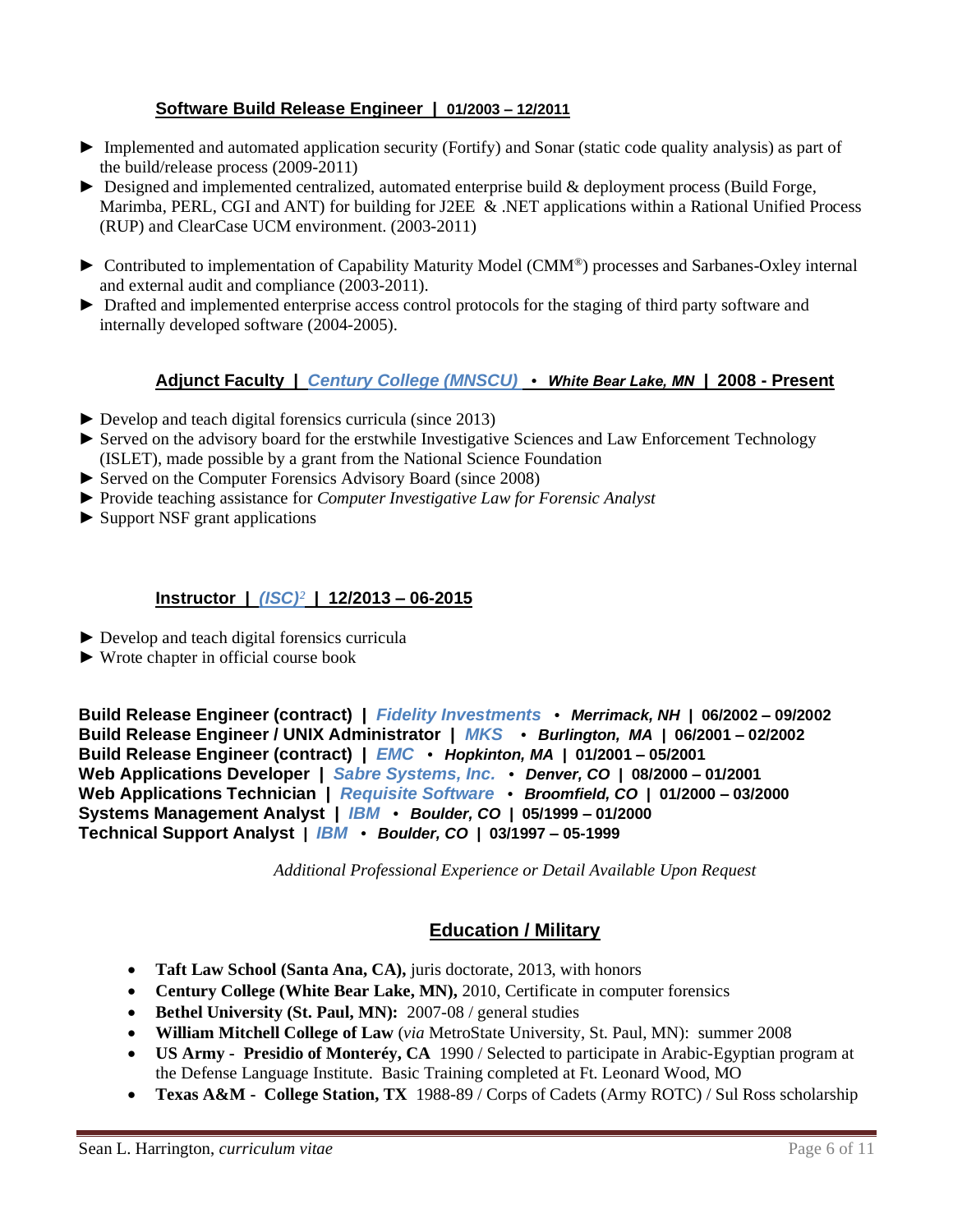### Software Build Release Engineer | 01/2003 – 12/2011

► Implemented and automated application security (Fortify) and Sonar (static code quality analysis) as part of the build/release process (2009-2011)

► Designed and implemented centralized, automated enterprise build & deployment process (Build Forge, Marimba, PERL, CGI and ANT) for building for J2EE & .NET applications within a Rational Unified Process (RUP) and ClearCase UCM environment. (2003-2011)

► Contributed to implementation of Capability Maturity Model (CMM®) processes and Sarbanes-Oxley internal and external audit and compliance (2003-2011).

► Drafted and implemented enterprise access control protocols for the staging of third party software and internally developed software (2004-2005).

### Adjunct Faculty | *Century College (MNSCU)* • *White Bear Lake, MN* | 2008 - Present

► Develop and teach digital forensics curricula (since 2013)

► Served on the advisory board for the erstwhile Investigative Sciences and Law Enforcement Technology (ISLET), made possible by a grant from the National Science Foundation

► Served on the Computer Forensics Advisory Board (since 2008)

► Provide teaching assistance for *Computer Investigative Law for Forensic Analyst*

► Support NSF grant applications

### Instructor | *(ISC)²* | 12/2013 – 06-2015

► Develop and teach digital forensics curricula

► Wrote chapter in official course book

**Build Release Engineer (contract) | *Fidelity Investments* • *Merrimack, NH* | 06/2002 – 09/2002**
**Build Release Engineer / UNIX Administrator | *MKS* • *Burlington, MA* | 06/2001 – 02/2002**
**Build Release Engineer (contract) | *EMC* • *Hopkinton, MA* | 01/2001 – 05/2001**
**Web Applications Developer | *Sabre Systems, Inc.* • *Denver, CO* | 08/2000 – 01/2001**
**Web Applications Technician | *Requisite Software* • *Broomfield, CO* | 01/2000 – 03/2000**
**Systems Management Analyst | *IBM* • *Boulder, CO* | 05/1999 – 01/2000**
**Technical Support Analyst | *IBM* • *Boulder, CO* | 03/1997 – 05-1999**

*Additional Professional Experience or Detail Available Upon Request*

## Education / Military

- **Taft Law School (Santa Ana, CA),** juris doctorate, 2013, with honors
- **Century College (White Bear Lake, MN),** 2010, Certificate in computer forensics
- **Bethel University (St. Paul, MN):** 2007-08 / general studies
- **William Mitchell College of Law** (*via* MetroState University, St. Paul, MN): summer 2008
- **US Army - Presidio of Monteréy, CA** 1990 / Selected to participate in Arabic-Egyptian program at the Defense Language Institute. Basic Training completed at Ft. Leonard Wood, MO
- **Texas A&M - College Station, TX** 1988-89 / Corps of Cadets (Army ROTC) / Sul Ross scholarship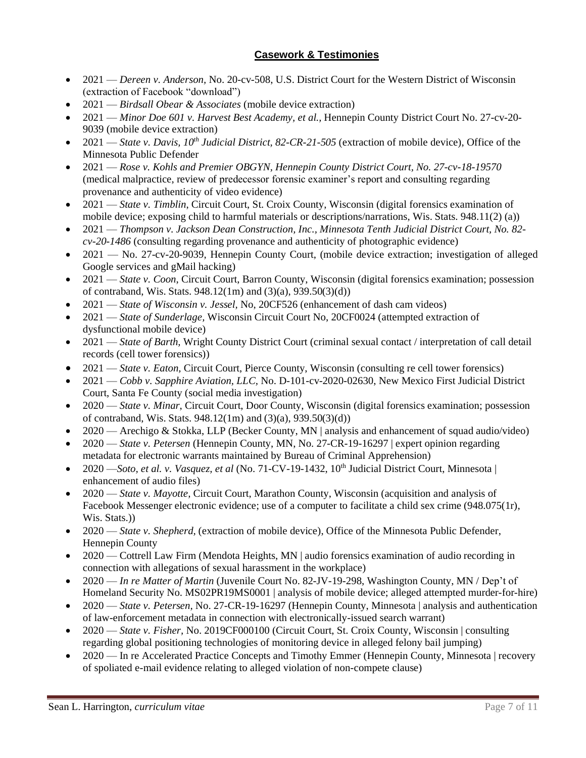## **Casework & Testimonies**

- 2021 — *Dereen v. Anderson,* No. 20-cv-508, U.S. District Court for the Western District of Wisconsin (extraction of Facebook "download")
- 2021 — *Birdsall Obear & Associates* (mobile device extraction)
- 2021 — *Minor Doe 601 v. Harvest Best Academy, et al.,* Hennepin County District Court No. 27-cv-20-9039 (mobile device extraction)
- 2021 — *State v. Davis, 10th Judicial District, 82-CR-21-505* (extraction of mobile device), Office of the Minnesota Public Defender
- 2021 — *Rose v. Kohls and Premier OBGYN, Hennepin County District Court, No. 27-cv-18-19570* (medical malpractice, review of predecessor forensic examiner's report and consulting regarding provenance and authenticity of video evidence)
- 2021 — *State v. Timblin,* Circuit Court, St. Croix County, Wisconsin (digital forensics examination of mobile device; exposing child to harmful materials or descriptions/narrations, Wis. Stats. 948.11(2) (a))
- 2021 — *Thompson v. Jackson Dean Construction, Inc., Minnesota Tenth Judicial District Court, No. 82-cv-20-1486* (consulting regarding provenance and authenticity of photographic evidence)
- 2021 — No. 27-cv-20-9039, Hennepin County Court, (mobile device extraction; investigation of alleged Google services and gMail hacking)
- 2021 — *State v. Coon,* Circuit Court, Barron County, Wisconsin (digital forensics examination; possession of contraband, Wis. Stats. 948.12(1m) and (3)(a), 939.50(3)(d))
- 2021 — *State of Wisconsin v. Jessel,* No, 20CF526 (enhancement of dash cam videos)
- 2021 — *State of Sunderlage,* Wisconsin Circuit Court No, 20CF0024 (attempted extraction of dysfunctional mobile device)
- 2021 — *State of Barth,* Wright County District Court (criminal sexual contact / interpretation of call detail records (cell tower forensics))
- 2021 — *State v. Eaton,* Circuit Court, Pierce County, Wisconsin (consulting re cell tower forensics)
- 2021 — *Cobb v. Sapphire Aviation, LLC,* No. D-101-cv-2020-02630, New Mexico First Judicial District Court, Santa Fe County (social media investigation)
- 2020 — *State v. Minar,* Circuit Court, Door County, Wisconsin (digital forensics examination; possession of contraband, Wis. Stats. 948.12(1m) and (3)(a), 939.50(3)(d))
- 2020 — Arechigo & Stokka, LLP (Becker County, MN | analysis and enhancement of squad audio/video)
- 2020 — *State v. Petersen* (Hennepin County, MN, No. 27-CR-19-16297 | expert opinion regarding metadata for electronic warrants maintained by Bureau of Criminal Apprehension)
- 2020 —*Soto, et al. v. Vasquez, et al* (No. 71-CV-19-1432, 10th Judicial District Court, Minnesota | enhancement of audio files)
- 2020 — *State v. Mayotte,* Circuit Court, Marathon County, Wisconsin (acquisition and analysis of Facebook Messenger electronic evidence; use of a computer to facilitate a child sex crime (948.075(1r), Wis. Stats.))
- 2020 — *State v. Shepherd,* (extraction of mobile device), Office of the Minnesota Public Defender, Hennepin County
- 2020 — Cottrell Law Firm (Mendota Heights, MN | audio forensics examination of audio recording in connection with allegations of sexual harassment in the workplace)
- 2020 — *In re Matter of Martin* (Juvenile Court No. 82-JV-19-298, Washington County, MN / Dep't of Homeland Security No. MS02PR19MS0001 | analysis of mobile device; alleged attempted murder-for-hire)
- 2020 — *State v. Petersen,* No. 27-CR-19-16297 (Hennepin County, Minnesota | analysis and authentication of law-enforcement metadata in connection with electronically-issued search warrant)
- 2020 — *State v. Fisher,* No. 2019CF000100 (Circuit Court, St. Croix County, Wisconsin | consulting regarding global positioning technologies of monitoring device in alleged felony bail jumping)
- 2020 — In re Accelerated Practice Concepts and Timothy Emmer (Hennepin County, Minnesota | recovery of spoliated e-mail evidence relating to alleged violation of non-compete clause)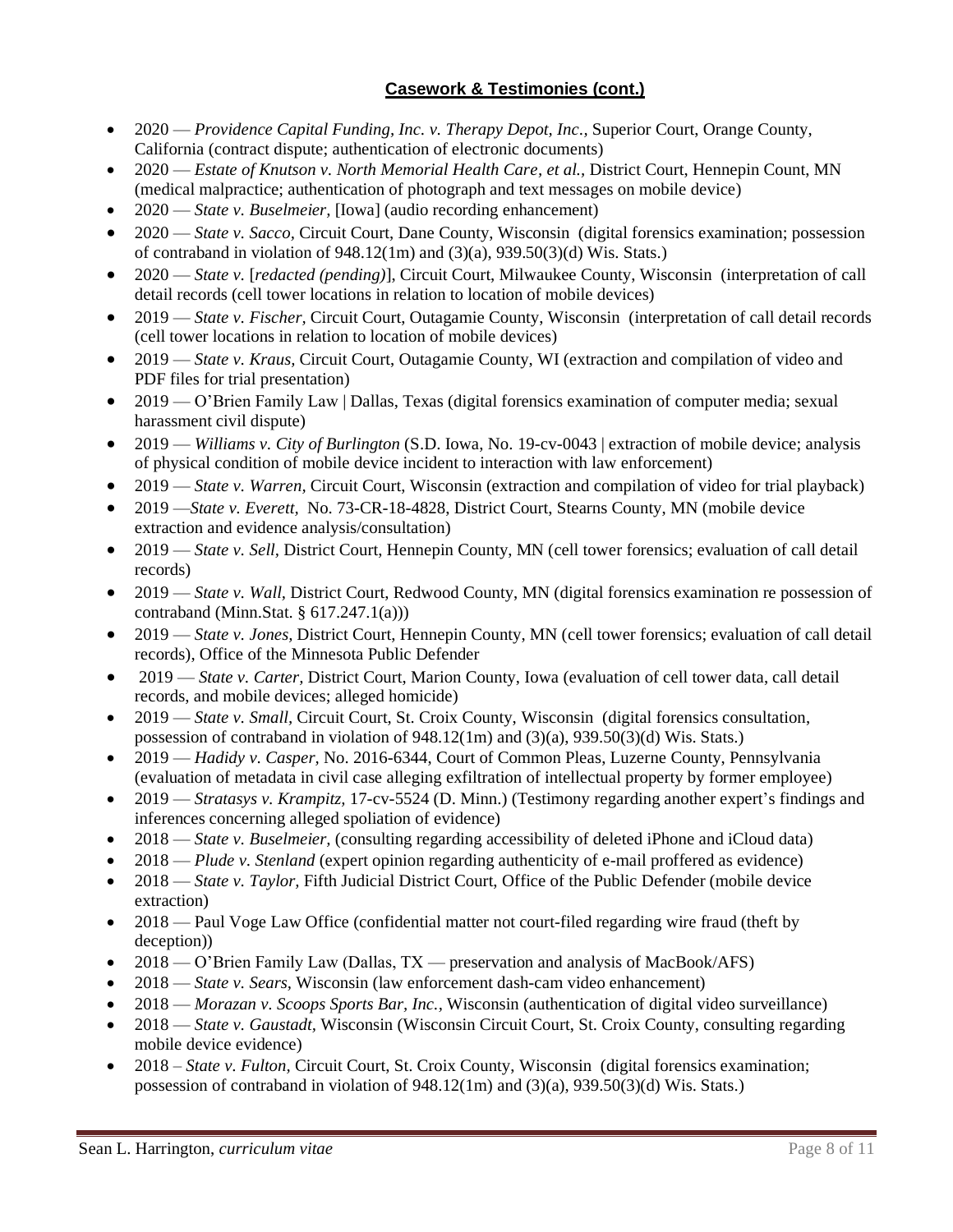## Casework & Testimonies (cont.)

- 2020 — *Providence Capital Funding, Inc. v. Therapy Depot, Inc.*, Superior Court, Orange County, California (contract dispute; authentication of electronic documents)
- 2020 — *Estate of Knutson v. North Memorial Health Care, et al.*, District Court, Hennepin Count, MN (medical malpractice; authentication of photograph and text messages on mobile device)
- 2020 — *State v. Buselmeier,* [Iowa] (audio recording enhancement)
- 2020 — *State v. Sacco*, Circuit Court, Dane County, Wisconsin (digital forensics examination; possession of contraband in violation of 948.12(1m) and (3)(a), 939.50(3)(d) Wis. Stats.)
- 2020 — *State v.* [*redacted (pending)*], Circuit Court, Milwaukee County, Wisconsin (interpretation of call detail records (cell tower locations in relation to location of mobile devices)
- 2019 — *State v. Fischer*, Circuit Court, Outagamie County, Wisconsin (interpretation of call detail records (cell tower locations in relation to location of mobile devices)
- 2019 — *State v. Kraus,* Circuit Court, Outagamie County, WI (extraction and compilation of video and PDF files for trial presentation)
- 2019 — O'Brien Family Law | Dallas, Texas (digital forensics examination of computer media; sexual harassment civil dispute)
- 2019 — *Williams v. City of Burlington* (S.D. Iowa, No. 19-cv-0043 | extraction of mobile device; analysis of physical condition of mobile device incident to interaction with law enforcement)
- 2019 — *State v. Warren*, Circuit Court, Wisconsin (extraction and compilation of video for trial playback)
- 2019 —*State v. Everett*, No. 73-CR-18-4828, District Court, Stearns County, MN (mobile device extraction and evidence analysis/consultation)
- 2019 — *State v. Sell*, District Court, Hennepin County, MN (cell tower forensics; evaluation of call detail records)
- 2019 — *State v. Wall,* District Court, Redwood County, MN (digital forensics examination re possession of contraband (Minn.Stat. § 617.247.1(a)))
- 2019 — *State v. Jones,* District Court, Hennepin County, MN (cell tower forensics; evaluation of call detail records), Office of the Minnesota Public Defender
- 2019 — *State v. Carter,* District Court, Marion County, Iowa (evaluation of cell tower data, call detail records, and mobile devices; alleged homicide)
- 2019 — *State v. Small*, Circuit Court, St. Croix County, Wisconsin (digital forensics consultation, possession of contraband in violation of 948.12(1m) and (3)(a), 939.50(3)(d) Wis. Stats.)
- 2019 — *Hadidy v. Casper,* No. 2016-6344, Court of Common Pleas, Luzerne County, Pennsylvania (evaluation of metadata in civil case alleging exfiltration of intellectual property by former employee)
- 2019 — *Stratasys v. Krampitz*, 17-cv-5524 (D. Minn.) (Testimony regarding another expert's findings and inferences concerning alleged spoliation of evidence)
- 2018 — *State v. Buselmeier,* (consulting regarding accessibility of deleted iPhone and iCloud data)
- 2018 — *Plude v. Stenland* (expert opinion regarding authenticity of e-mail proffered as evidence)
- 2018 — *State v. Taylor,* Fifth Judicial District Court, Office of the Public Defender (mobile device extraction)
- 2018 — Paul Voge Law Office (confidential matter not court-filed regarding wire fraud (theft by deception))
- 2018 — O'Brien Family Law (Dallas, TX — preservation and analysis of MacBook/AFS)
- 2018 — *State v. Sears*, Wisconsin (law enforcement dash-cam video enhancement)
- 2018 — *Morazan v. Scoops Sports Bar, Inc.*, Wisconsin (authentication of digital video surveillance)
- 2018 — *State v. Gaustadt*, Wisconsin (Wisconsin Circuit Court, St. Croix County, consulting regarding mobile device evidence)
- 2018 – *State v. Fulton,* Circuit Court, St. Croix County, Wisconsin (digital forensics examination; possession of contraband in violation of 948.12(1m) and (3)(a), 939.50(3)(d) Wis. Stats.)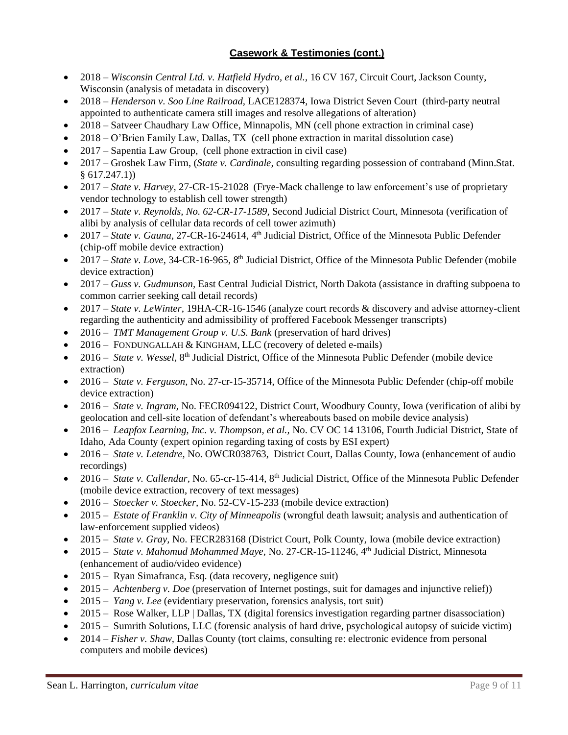## **Casework & Testimonies (cont.)**

- 2018 – *Wisconsin Central Ltd. v. Hatfield Hydro, et al.,* 16 CV 167, Circuit Court, Jackson County, Wisconsin (analysis of metadata in discovery)
- 2018 – *Henderson v. Soo Line Railroad,* LACE128374, Iowa District Seven Court (third-party neutral appointed to authenticate camera still images and resolve allegations of alteration)
- 2018 – Satveer Chaudhary Law Office, Minnapolis, MN (cell phone extraction in criminal case)
- 2018 – O'Brien Family Law, Dallas, TX (cell phone extraction in marital dissolution case)
- 2017 – Sapentia Law Group, (cell phone extraction in civil case)
- 2017 – Groshek Law Firm, (*State v. Cardinale,* consulting regarding possession of contraband (Minn.Stat. § 617.247.1))
- 2017 – *State v. Harvey,* 27-CR-15-21028 (Frye-Mack challenge to law enforcement's use of proprietary vendor technology to establish cell tower strength)
- 2017 – *State v. Reynolds, No. 62-CR-17-1589,* Second Judicial District Court, Minnesota (verification of alibi by analysis of cellular data records of cell tower azimuth)
- 2017 – *State v. Gauna,* 27-CR-16-24614, 4th Judicial District, Office of the Minnesota Public Defender (chip-off mobile device extraction)
- 2017 – *State v. Love,* 34-CR-16-965, 8th Judicial District, Office of the Minnesota Public Defender (mobile device extraction)
- 2017 – *Guss v. Gudmunson,* East Central Judicial District, North Dakota (assistance in drafting subpoena to common carrier seeking call detail records)
- 2017 – *State v. LeWinter,* 19HA-CR-16-1546 (analyze court records & discovery and advise attorney-client regarding the authenticity and admissibility of proffered Facebook Messenger transcripts)
- 2016 – *TMT Management Group v. U.S. Bank* (preservation of hard drives)
- 2016 – FONDUNGALLAH & KINGHAM, LLC (recovery of deleted e-mails)
- 2016 – *State v. Wessel,* 8th Judicial District, Office of the Minnesota Public Defender (mobile device extraction)
- 2016 – *State v. Ferguson,* No. 27-cr-15-35714, Office of the Minnesota Public Defender (chip-off mobile device extraction)
- 2016 – *State v. Ingram,* No. FECR094122, District Court, Woodbury County, Iowa (verification of alibi by geolocation and cell-site location of defendant's whereabouts based on mobile device analysis)
- 2016 – *Leapfox Learning, Inc. v. Thompson, et al.,* No. CV OC 14 13106, Fourth Judicial District, State of Idaho, Ada County (expert opinion regarding taxing of costs by ESI expert)
- 2016 – *State v. Letendre,* No. OWCR038763, District Court, Dallas County, Iowa (enhancement of audio recordings)
- 2016 – *State v. Callendar,* No. 65-cr-15-414, 8th Judicial District, Office of the Minnesota Public Defender (mobile device extraction, recovery of text messages)
- 2016 – *Stoecker v. Stoecker,* No. 52-CV-15-233 (mobile device extraction)
- 2015 – *Estate of Franklin v. City of Minneapolis* (wrongful death lawsuit; analysis and authentication of law-enforcement supplied videos)
- 2015 – *State v. Gray,* No. FECR283168 (District Court, Polk County, Iowa (mobile device extraction)
- 2015 – *State v. Mahomud Mohammed Maye,* No. 27-CR-15-11246, 4th Judicial District, Minnesota (enhancement of audio/video evidence)
- 2015 – Ryan Simafranca, Esq. (data recovery, negligence suit)
- 2015 – *Achtenberg v. Doe* (preservation of Internet postings, suit for damages and injunctive relief))
- 2015 – *Yang v. Lee* (evidentiary preservation, forensics analysis, tort suit)
- 2015 – Rose Walker, LLP | Dallas, TX (digital forensics investigation regarding partner disassociation)
- 2015 – Sumrith Solutions, LLC (forensic analysis of hard drive, psychological autopsy of suicide victim)
- 2014 – *Fisher v. Shaw,* Dallas County (tort claims, consulting re: electronic evidence from personal computers and mobile devices)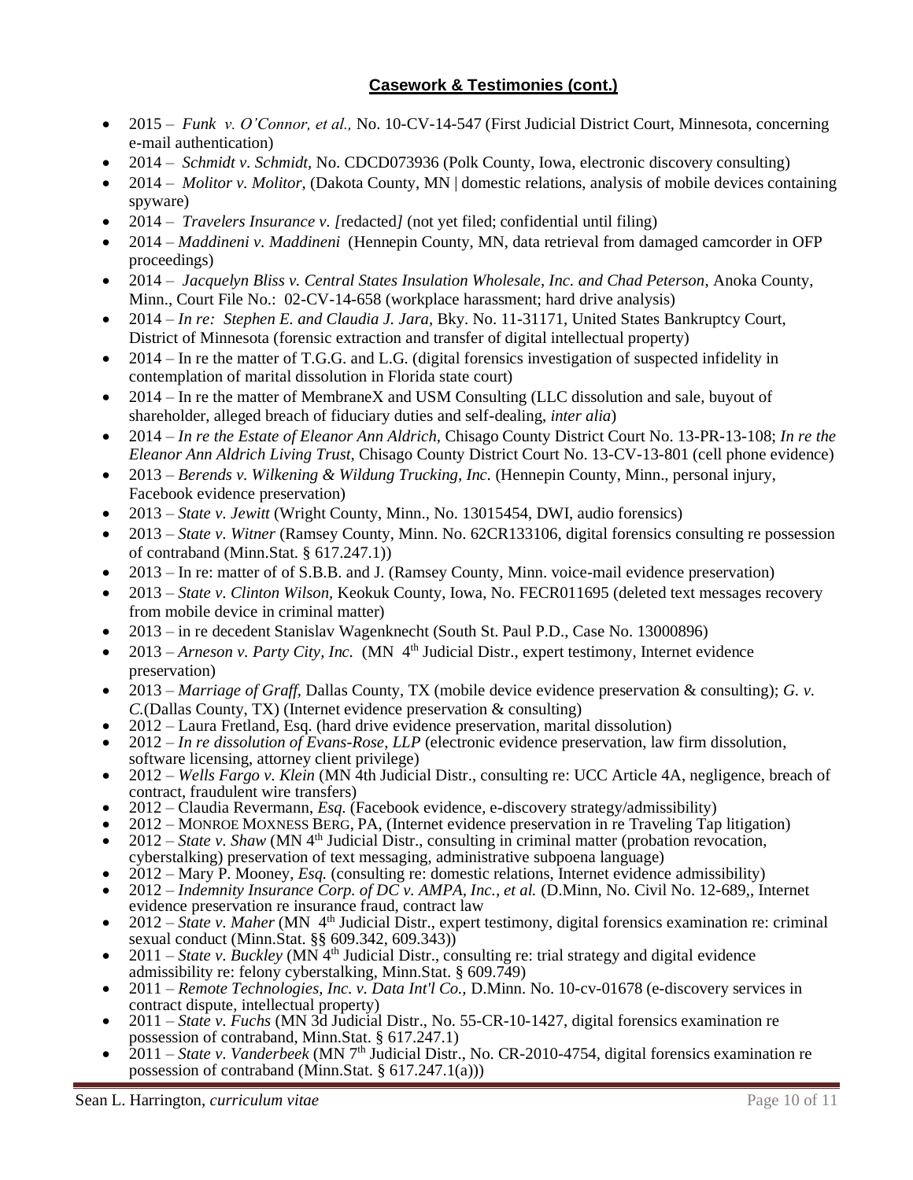## Casework & Testimonies (cont.)

- 2015 – *Funk v. O'Connor, et al.,* No. 10-CV-14-547 (First Judicial District Court, Minnesota, concerning e-mail authentication)
- 2014 – *Schmidt v. Schmidt*, No. CDCD073936 (Polk County, Iowa, electronic discovery consulting)
- 2014 – *Molitor v. Molitor*, (Dakota County, MN | domestic relations, analysis of mobile devices containing spyware)
- 2014 – *Travelers Insurance v. [*redacted*]* (not yet filed; confidential until filing)
- 2014 – *Maddineni v. Maddineni* (Hennepin County, MN, data retrieval from damaged camcorder in OFP proceedings)
- 2014 – *Jacquelyn Bliss v. Central States Insulation Wholesale, Inc. and Chad Peterson*, Anoka County, Minn., Court File No.: 02-CV-14-658 (workplace harassment; hard drive analysis)
- 2014 – *In re: Stephen E. and Claudia J. Jara,* Bky. No. 11-31171, United States Bankruptcy Court, District of Minnesota (forensic extraction and transfer of digital intellectual property)
- 2014 – In re the matter of T.G.G. and L.G. (digital forensics investigation of suspected infidelity in contemplation of marital dissolution in Florida state court)
- 2014 – In re the matter of MembraneX and USM Consulting (LLC dissolution and sale, buyout of shareholder, alleged breach of fiduciary duties and self-dealing, *inter alia*)
- 2014 – *In re the Estate of Eleanor Ann Aldrich*, Chisago County District Court No. 13-PR-13-108; *In re the Eleanor Ann Aldrich Living Trust*, Chisago County District Court No. 13-CV-13-801 (cell phone evidence)
- 2013 – *Berends v. Wilkening & Wildung Trucking, Inc.* (Hennepin County, Minn., personal injury, Facebook evidence preservation)
- 2013 – *State v. Jewitt* (Wright County, Minn., No. 13015454, DWI, audio forensics)
- 2013 – *State v. Witner* (Ramsey County, Minn. No. 62CR133106, digital forensics consulting re possession of contraband (Minn.Stat. § 617.247.1))
- 2013 – In re: matter of of S.B.B. and J. (Ramsey County, Minn. voice-mail evidence preservation)
- 2013 – *State v. Clinton Wilson,* Keokuk County, Iowa, No. FECR011695 (deleted text messages recovery from mobile device in criminal matter)
- 2013 – in re decedent Stanislav Wagenknecht (South St. Paul P.D., Case No. 13000896)
- 2013 – *Arneson v. Party City, Inc.* (MN 4th Judicial Distr., expert testimony, Internet evidence preservation)
- 2013 – *Marriage of Graff,* Dallas County, TX (mobile device evidence preservation & consulting); *G. v. C.*(Dallas County, TX) (Internet evidence preservation & consulting)
- 2012 – Laura Fretland, Esq. (hard drive evidence preservation, marital dissolution)
- 2012 – *In re dissolution of Evans-Rose, LLP* (electronic evidence preservation, law firm dissolution, software licensing, attorney client privilege)
- 2012 – *Wells Fargo v. Klein* (MN 4th Judicial Distr., consulting re: UCC Article 4A, negligence, breach of contract, fraudulent wire transfers)
- 2012 – Claudia Revermann, *Esq.* (Facebook evidence, e-discovery strategy/admissibility)
- 2012 – MONROE MOXNESS BERG, PA, (Internet evidence preservation in re Traveling Tap litigation)
- 2012 – *State v. Shaw* (MN 4th Judicial Distr., consulting in criminal matter (probation revocation, cyberstalking) preservation of text messaging, administrative subpoena language)
- 2012 – Mary P. Mooney, *Esq.* (consulting re: domestic relations, Internet evidence admissibility)
- 2012 – *Indemnity Insurance Corp. of DC v. AMPA, Inc., et al.* (D.Minn, No. Civil No. 12-689,, Internet evidence preservation re insurance fraud, contract law
- 2012 – *State v. Maher* (MN 4th Judicial Distr., expert testimony, digital forensics examination re: criminal sexual conduct (Minn.Stat. §§ 609.342, 609.343))
- 2011 – *State v. Buckley* (MN 4th Judicial Distr., consulting re: trial strategy and digital evidence admissibility re: felony cyberstalking, Minn.Stat. § 609.749)
- 2011 – *Remote Technologies, Inc. v. Data Int'l Co.,* D.Minn. No. 10-cv-01678 (e-discovery services in contract dispute, intellectual property)
- 2011 – *State v. Fuchs* (MN 3d Judicial Distr., No. 55-CR-10-1427, digital forensics examination re possession of contraband, Minn.Stat. § 617.247.1)
- 2011 – *State v. Vanderbeek* (MN 7th Judicial Distr., No. CR-2010-4754, digital forensics examination re possession of contraband (Minn.Stat. § 617.247.1(a)))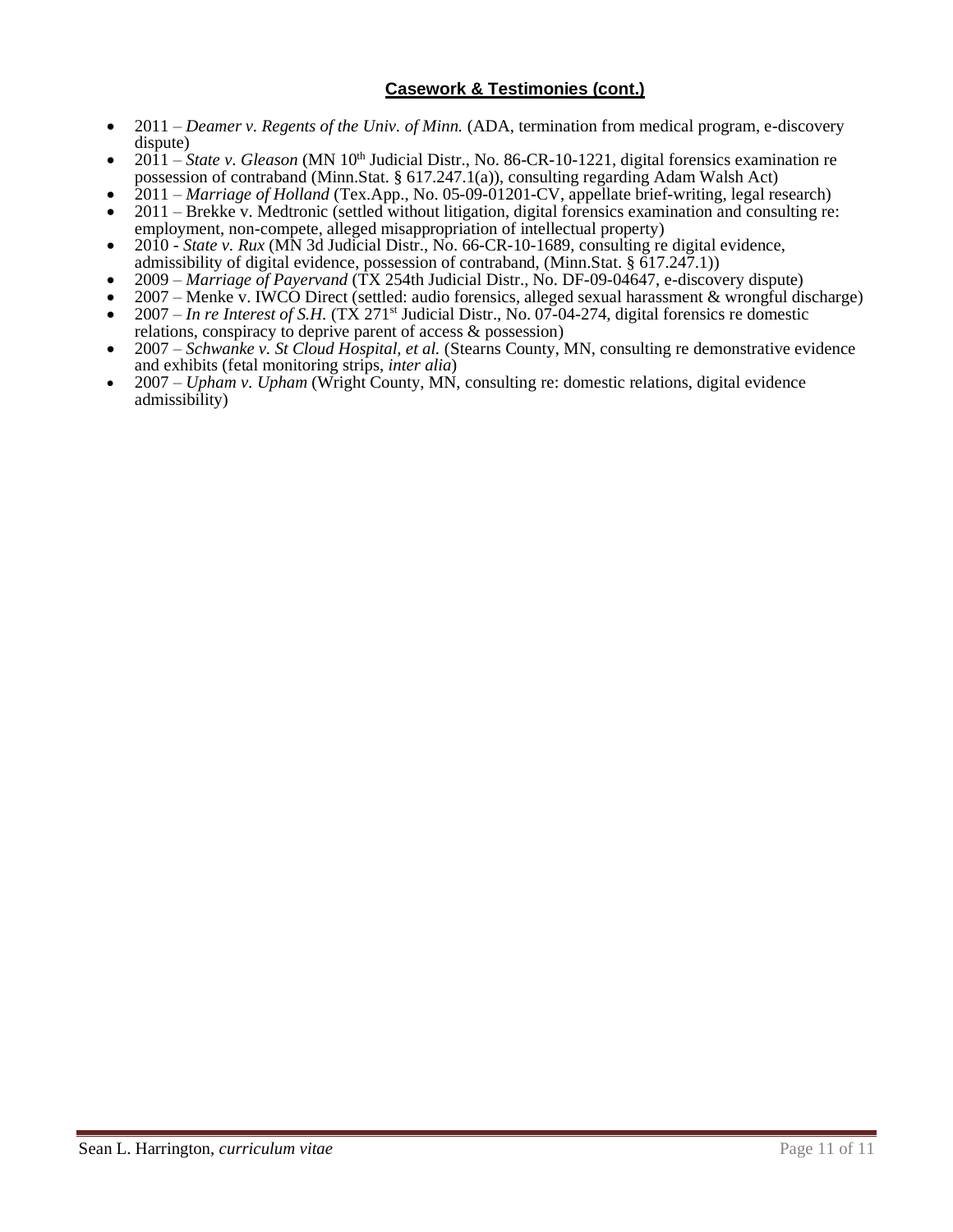## **Casework & Testimonies (cont.)**

- 2011 – *Deamer v. Regents of the Univ. of Minn.* (ADA, termination from medical program, e-discovery dispute)
- 2011 – *State v. Gleason* (MN 10th Judicial Distr., No. 86-CR-10-1221, digital forensics examination re possession of contraband (Minn.Stat. § 617.247.1(a)), consulting regarding Adam Walsh Act)
- 2011 – *Marriage of Holland* (Tex.App., No. 05-09-01201-CV, appellate brief-writing, legal research)
- 2011 – Brekke v. Medtronic (settled without litigation, digital forensics examination and consulting re: employment, non-compete, alleged misappropriation of intellectual property)
- 2010 - *State v. Rux* (MN 3d Judicial Distr., No. 66-CR-10-1689, consulting re digital evidence, admissibility of digital evidence, possession of contraband, (Minn.Stat. § 617.247.1))
- 2009 – *Marriage of Payervand* (TX 254th Judicial Distr., No. DF-09-04647, e-discovery dispute)
- 2007 – Menke v. IWCO Direct (settled: audio forensics, alleged sexual harassment & wrongful discharge)
- 2007 – *In re Interest of S.H.* (TX 271st Judicial Distr., No. 07-04-274, digital forensics re domestic relations, conspiracy to deprive parent of access & possession)
- 2007 – *Schwanke v. St Cloud Hospital, et al.* (Stearns County, MN, consulting re demonstrative evidence and exhibits (fetal monitoring strips, *inter alia*)
- 2007 – *Upham v. Upham* (Wright County, MN, consulting re: domestic relations, digital evidence admissibility)